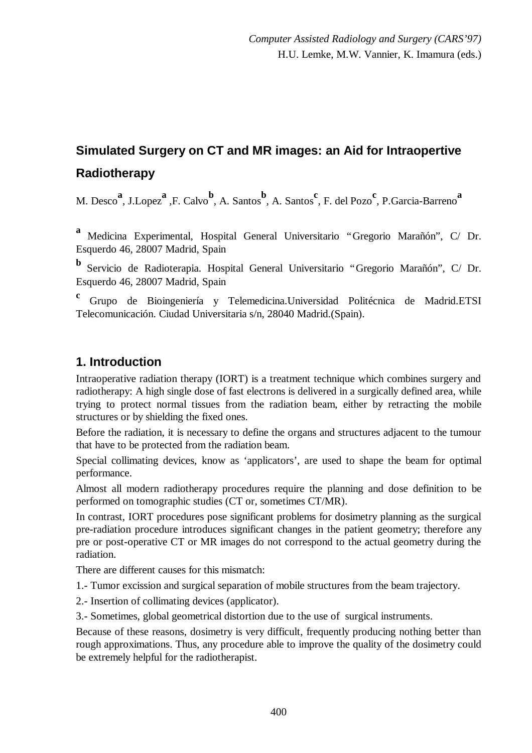*Computer Assisted Radiology and Surgery (CARS'97)*
H.U. Lemke, M.W. Vannier, K. Imamura (eds.)

# Simulated Surgery on CT and MR images: an Aid for Intraopertive Radiotherapy

M. Desco[a], J.Lopez[a] ,F. Calvo[b], A. Santos[b], A. Santos[c], F. del Pozo[c], P.Garcia-Barreno[a]

[a] Medicina Experimental, Hospital General Universitario "Gregorio Marañón", C/ Dr. Esquerdo 46, 28007 Madrid, Spain

[b] Servicio de Radioterapia. Hospital General Universitario "Gregorio Marañón", C/ Dr. Esquerdo 46, 28007 Madrid, Spain

[c] Grupo de Bioingeniería y Telemedicina.Universidad Politécnica de Madrid.ETSI Telecomunicación. Ciudad Universitaria s/n, 28040 Madrid.(Spain).

## 1. Introduction

Intraoperative radiation therapy (IORT) is a treatment technique which combines surgery and radiotherapy: A high single dose of fast electrons is delivered in a surgically defined area, while trying to protect normal tissues from the radiation beam, either by retracting the mobile structures or by shielding the fixed ones.

Before the radiation, it is necessary to define the organs and structures adjacent to the tumour that have to be protected from the radiation beam.

Special collimating devices, know as 'applicators', are used to shape the beam for optimal performance.

Almost all modern radiotherapy procedures require the planning and dose definition to be performed on tomographic studies (CT or, sometimes CT/MR).

In contrast, IORT procedures pose significant problems for dosimetry planning as the surgical pre-radiation procedure introduces significant changes in the patient geometry; therefore any pre or post-operative CT or MR images do not correspond to the actual geometry during the radiation.

There are different causes for this mismatch:

1.- Tumor excission and surgical separation of mobile structures from the beam trajectory.

2.- Insertion of collimating devices (applicator).

3.- Sometimes, global geometrical distortion due to the use of surgical instruments.

Because of these reasons, dosimetry is very difficult, frequently producing nothing better than rough approximations. Thus, any procedure able to improve the quality of the dosimetry could be extremely helpful for the radiotherapist.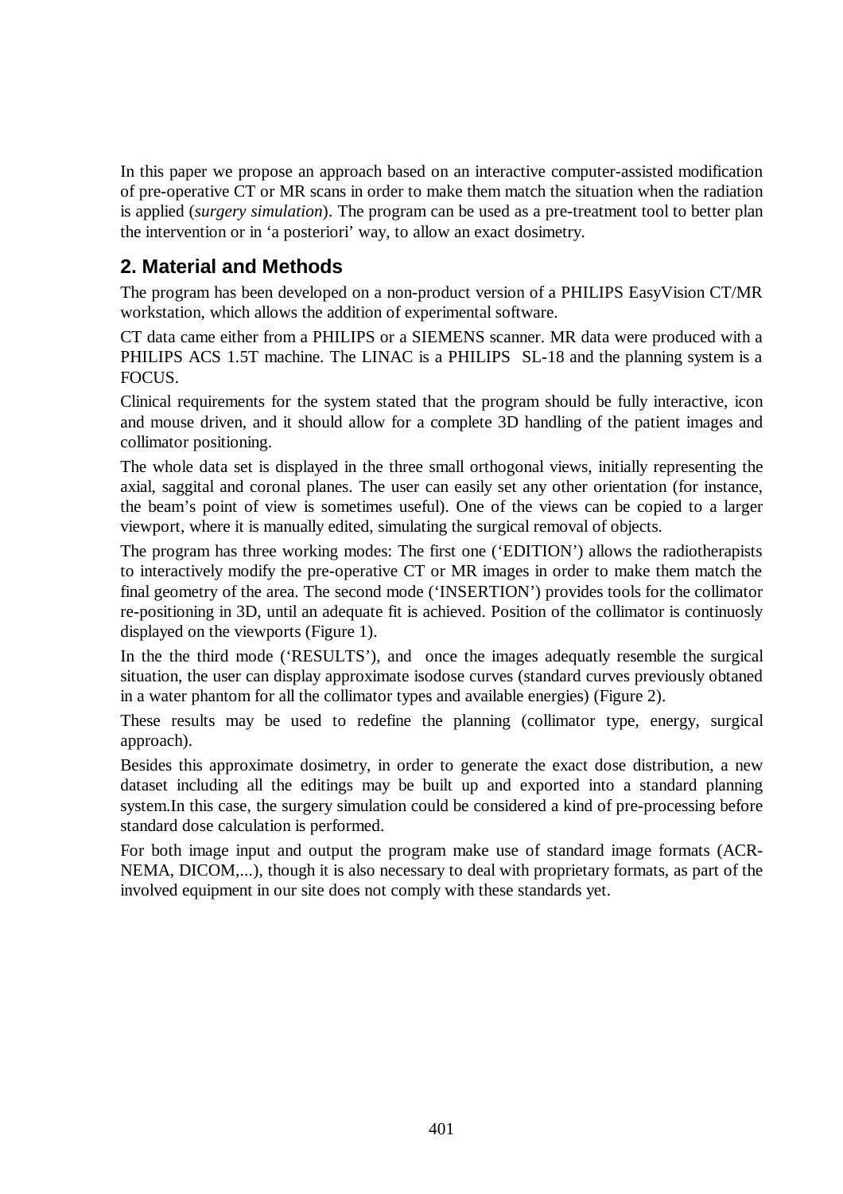In this paper we propose an approach based on an interactive computer-assisted modification of pre-operative CT or MR scans in order to make them match the situation when the radiation is applied (*surgery simulation*). The program can be used as a pre-treatment tool to better plan the intervention or in 'a posteriori' way, to allow an exact dosimetry.

## 2. Material and Methods

The program has been developed on a non-product version of a PHILIPS EasyVision CT/MR workstation, which allows the addition of experimental software.

CT data came either from a PHILIPS or a SIEMENS scanner. MR data were produced with a PHILIPS ACS 1.5T machine. The LINAC is a PHILIPS SL-18 and the planning system is a FOCUS.

Clinical requirements for the system stated that the program should be fully interactive, icon and mouse driven, and it should allow for a complete 3D handling of the patient images and collimator positioning.

The whole data set is displayed in the three small orthogonal views, initially representing the axial, saggital and coronal planes. The user can easily set any other orientation (for instance, the beam's point of view is sometimes useful). One of the views can be copied to a larger viewport, where it is manually edited, simulating the surgical removal of objects.

The program has three working modes: The first one ('EDITION') allows the radiotherapists to interactively modify the pre-operative CT or MR images in order to make them match the final geometry of the area. The second mode ('INSERTION') provides tools for the collimator re-positioning in 3D, until an adequate fit is achieved. Position of the collimator is continuosly displayed on the viewports (Figure 1).

In the the third mode ('RESULTS'), and once the images adequatly resemble the surgical situation, the user can display approximate isodose curves (standard curves previously obtaned in a water phantom for all the collimator types and available energies) (Figure 2).

These results may be used to redefine the planning (collimator type, energy, surgical approach).

Besides this approximate dosimetry, in order to generate the exact dose distribution, a new dataset including all the editings may be built up and exported into a standard planning system.In this case, the surgery simulation could be considered a kind of pre-processing before standard dose calculation is performed.

For both image input and output the program make use of standard image formats (ACR-NEMA, DICOM,...), though it is also necessary to deal with proprietary formats, as part of the involved equipment in our site does not comply with these standards yet.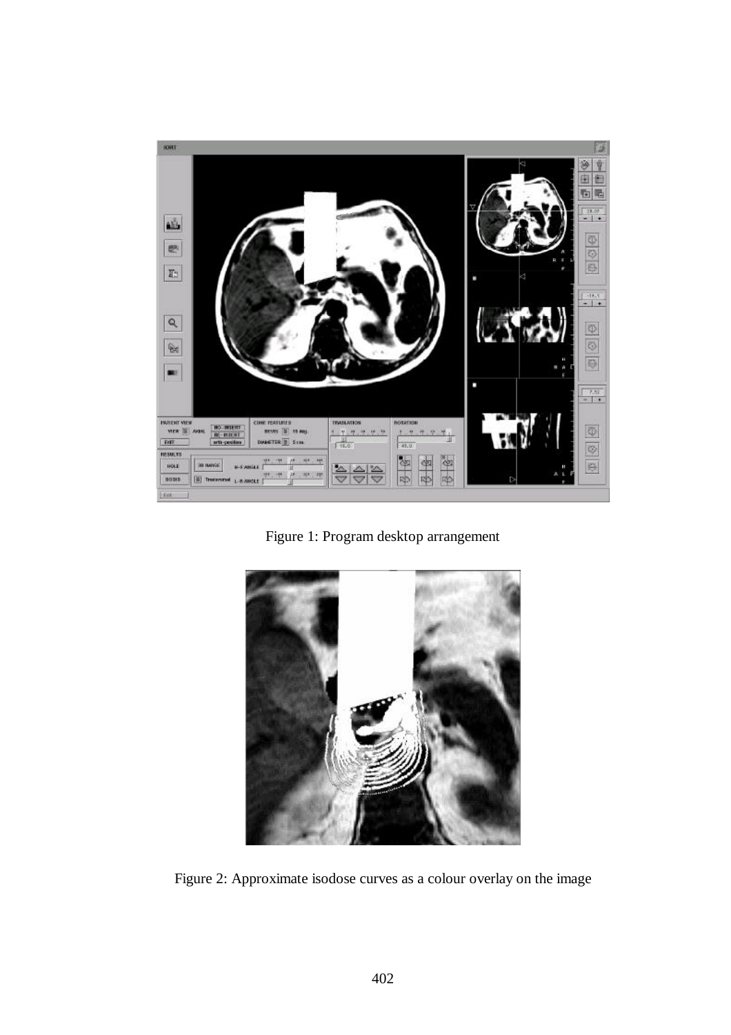Figure 1: Program desktop arrangement

Figure 2: Approximate isodose curves as a colour overlay on the image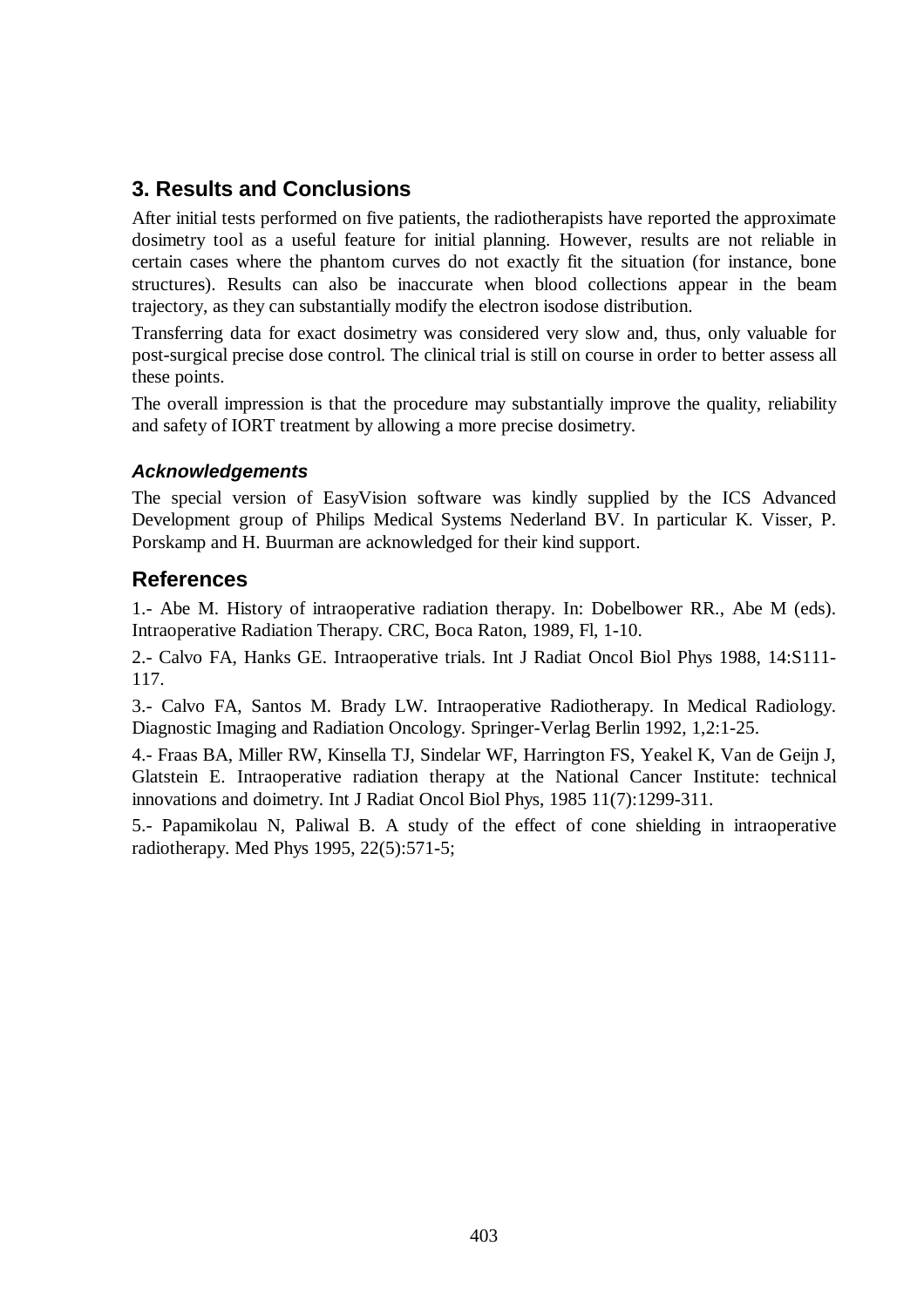## 3. Results and Conclusions

After initial tests performed on five patients, the radiotherapists have reported the approximate dosimetry tool as a useful feature for initial planning. However, results are not reliable in certain cases where the phantom curves do not exactly fit the situation (for instance, bone structures). Results can also be inaccurate when blood collections appear in the beam trajectory, as they can substantially modify the electron isodose distribution.

Transferring data for exact dosimetry was considered very slow and, thus, only valuable for post-surgical precise dose control. The clinical trial is still on course in order to better assess all these points.

The overall impression is that the procedure may substantially improve the quality, reliability and safety of IORT treatment by allowing a more precise dosimetry.

### *Acknowledgements*

The special version of EasyVision software was kindly supplied by the ICS Advanced Development group of Philips Medical Systems Nederland BV. In particular K. Visser, P. Porskamp and H. Buurman are acknowledged for their kind support.

## References

1.- Abe M. History of intraoperative radiation therapy. In: Dobelbower RR., Abe M (eds). Intraoperative Radiation Therapy. CRC, Boca Raton, 1989, Fl, 1-10.

2.- Calvo FA, Hanks GE. Intraoperative trials. Int J Radiat Oncol Biol Phys 1988, 14:S111-117.

3.- Calvo FA, Santos M. Brady LW. Intraoperative Radiotherapy. In Medical Radiology. Diagnostic Imaging and Radiation Oncology. Springer-Verlag Berlin 1992, 1,2:1-25.

4.- Fraas BA, Miller RW, Kinsella TJ, Sindelar WF, Harrington FS, Yeakel K, Van de Geijn J, Glatstein E. Intraoperative radiation therapy at the National Cancer Institute: technical innovations and doimetry. Int J Radiat Oncol Biol Phys, 1985 11(7):1299-311.

5.- Papamikolau N, Paliwal B. A study of the effect of cone shielding in intraoperative radiotherapy. Med Phys 1995, 22(5):571-5;